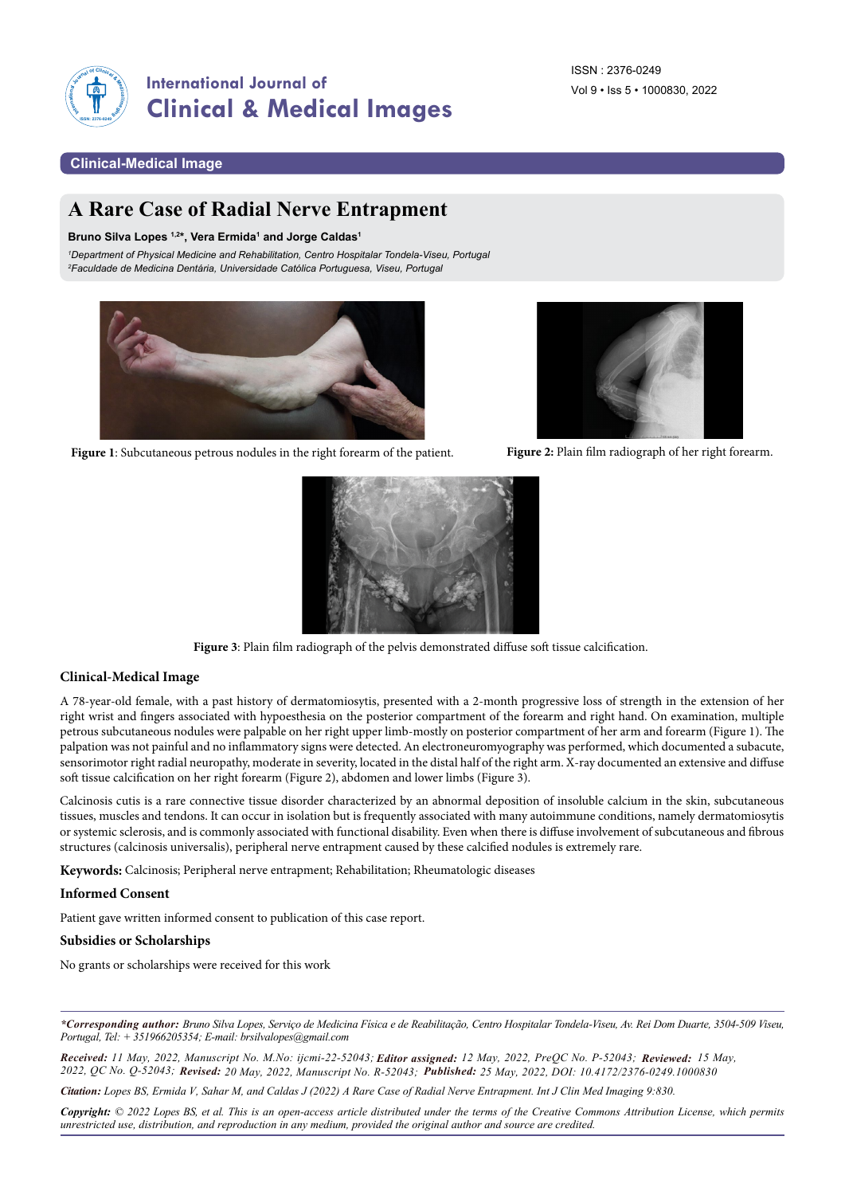Clinical-Medical Image

# A Rare Case of Radial Nerve Entrapment

**Bruno Silva Lopes [1,2]*, Vera Ermida[1] and Jorge Caldas[1]**

*[1]Department of Physical Medicine and Rehabilitation, Centro Hospitalar Tondela-Viseu, Portugal*
*[2]Faculdade de Medicina Dentária, Universidade Católica Portuguesa, Viseu, Portugal*

**Figure 1**: Subcutaneous petrous nodules in the right forearm of the patient.

**Figure 2:** Plain film radiograph of her right forearm.

**Figure 3**: Plain film radiograph of the pelvis demonstrated diffuse soft tissue calcification.

## Clinical-Medical Image

A 78-year-old female, with a past history of dermatomiosytis, presented with a 2-month progressive loss of strength in the extension of her right wrist and fingers associated with hypoesthesia on the posterior compartment of the forearm and right hand. On examination, multiple petrous subcutaneous nodules were palpable on her right upper limb-mostly on posterior compartment of her arm and forearm (Figure 1). The palpation was not painful and no inflammatory signs were detected. An electroneuromyography was performed, which documented a subacute, sensorimotor right radial neuropathy, moderate in severity, located in the distal half of the right arm. X-ray documented an extensive and diffuse soft tissue calcification on her right forearm (Figure 2), abdomen and lower limbs (Figure 3).

Calcinosis cutis is a rare connective tissue disorder characterized by an abnormal deposition of insoluble calcium in the skin, subcutaneous tissues, muscles and tendons. It can occur in isolation but is frequently associated with many autoimmune conditions, namely dermatomiosytis or systemic sclerosis, and is commonly associated with functional disability. Even when there is diffuse involvement of subcutaneous and fibrous structures (calcinosis universalis), peripheral nerve entrapment caused by these calcified nodules is extremely rare.

**Keywords:** Calcinosis; Peripheral nerve entrapment; Rehabilitation; Rheumatologic diseases

## Informed Consent

Patient gave written informed consent to publication of this case report.

## Subsidies or Scholarships

No grants or scholarships were received for this work

***Corresponding author:** *Bruno Silva Lopes, Serviço de Medicina Física e de Reabilitação, Centro Hospitalar Tondela-Viseu, Av. Rei Dom Duarte, 3504-509 Viseu, Portugal, Tel: + 351966205354; E-mail: brsilvalopes@gmail.com*

***Received:*** *11 May, 2022, Manuscript No. M.No: ijcmi-22-52043;* ***Editor assigned:*** *12 May, 2022, PreQC No. P-52043;* ***Reviewed:*** *15 May, 2022, QC No. Q-52043;* ***Revised:*** *20 May, 2022, Manuscript No. R-52043;* ***Published:*** *25 May, 2022, DOI: 10.4172/2376-0249.1000830*

***Citation:*** *Lopes BS, Ermida V, Sahar M, and Caldas J (2022) A Rare Case of Radial Nerve Entrapment. Int J Clin Med Imaging 9:830.*

***Copyright:*** *© 2022 Lopes BS, et al. This is an open-access article distributed under the terms of the Creative Commons Attribution License, which permits unrestricted use, distribution, and reproduction in any medium, provided the original author and source are credited.*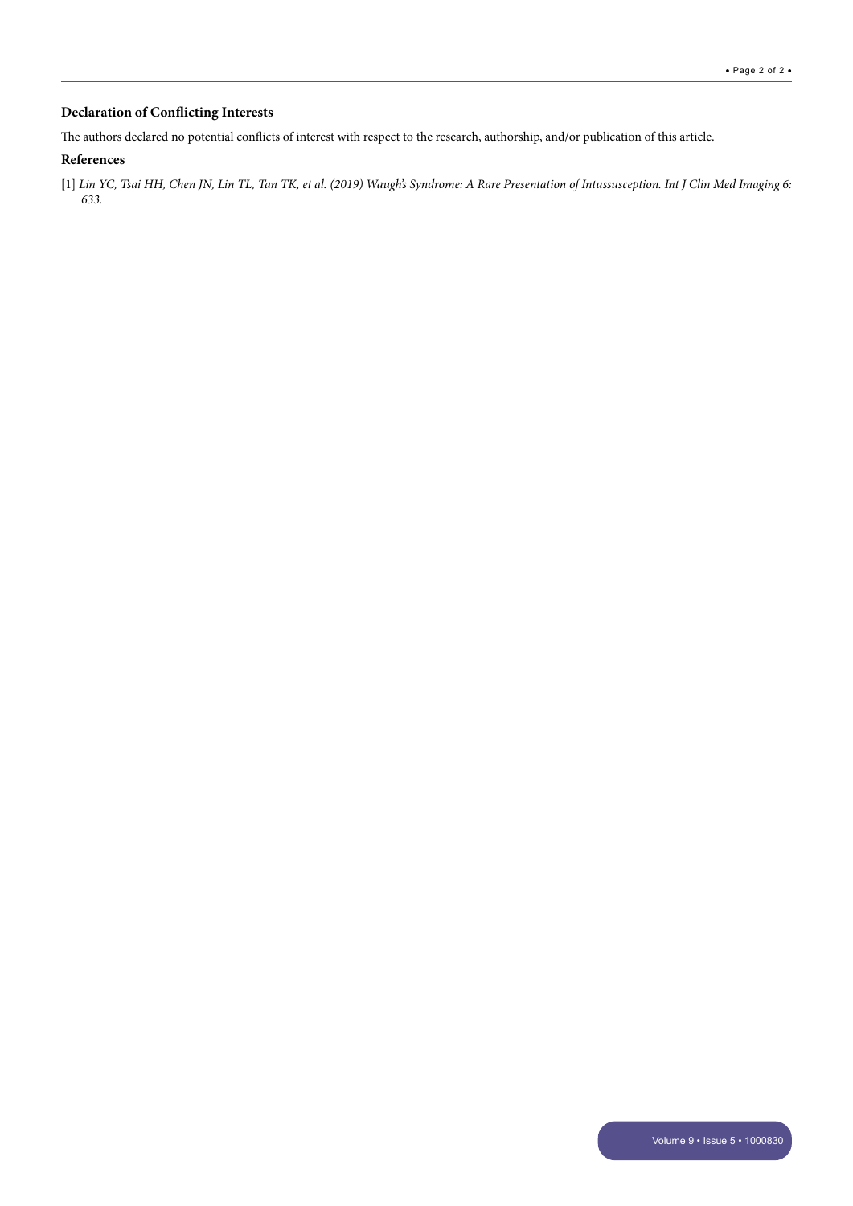## Declaration of Conflicting Interests

The authors declared no potential conflicts of interest with respect to the research, authorship, and/or publication of this article.

## References

[1] *Lin YC, Tsai HH, Chen JN, Lin TL, Tan TK, et al. (2019) Waugh's Syndrome: A Rare Presentation of Intussusception. Int J Clin Med Imaging 6: 633.*